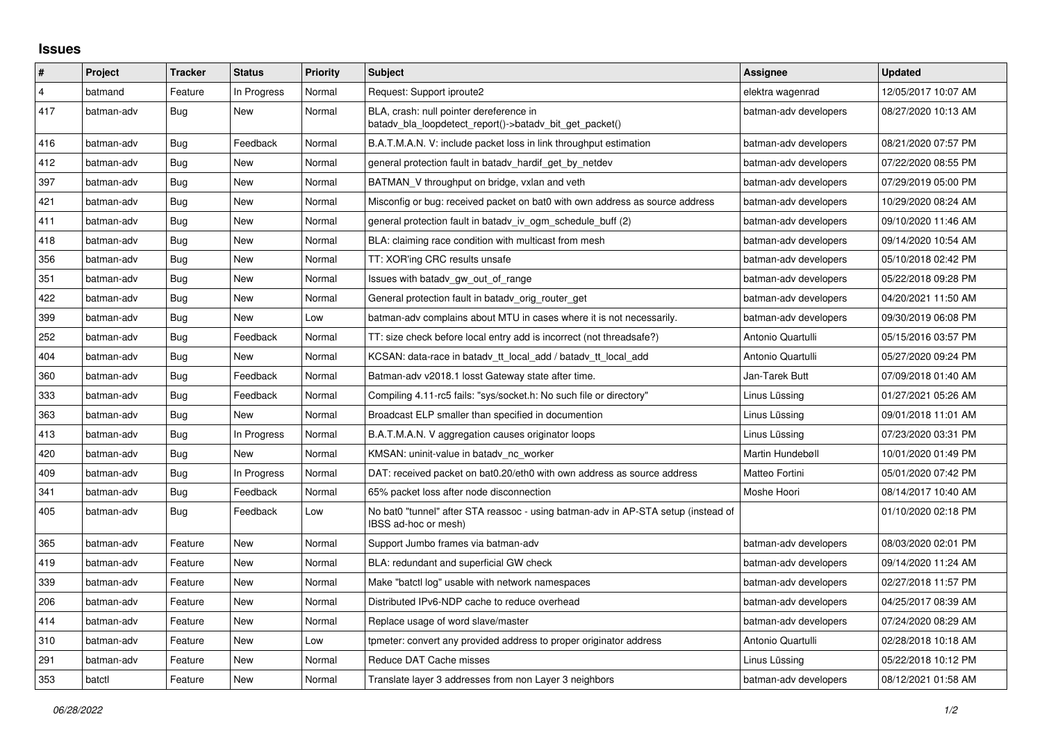# Issues

| # | Project | Tracker | Status | Priority | Subject | Assignee | Updated |
|---|---|---|---|---|---|---|---|
| 4 | batmand | Feature | In Progress | Normal | Request: Support iproute2 | elektra wagenrad | 12/05/2017 10:07 AM |
| 417 | batman-adv | Bug | New | Normal | BLA, crash: null pointer dereference in batadv_bla_loopdetect_report()->batadv_bit_get_packet() | batman-adv developers | 08/27/2020 10:13 AM |
| 416 | batman-adv | Bug | Feedback | Normal | B.A.T.M.A.N. V: include packet loss in link throughput estimation | batman-adv developers | 08/21/2020 07:57 PM |
| 412 | batman-adv | Bug | New | Normal | general protection fault in batadv_hardif_get_by_netdev | batman-adv developers | 07/22/2020 08:55 PM |
| 397 | batman-adv | Bug | New | Normal | BATMAN_V throughput on bridge, vxlan and veth | batman-adv developers | 07/29/2019 05:00 PM |
| 421 | batman-adv | Bug | New | Normal | Misconfig or bug: received packet on bat0 with own address as source address | batman-adv developers | 10/29/2020 08:24 AM |
| 411 | batman-adv | Bug | New | Normal | general protection fault in batadv_iv_ogm_schedule_buff (2) | batman-adv developers | 09/10/2020 11:46 AM |
| 418 | batman-adv | Bug | New | Normal | BLA: claiming race condition with multicast from mesh | batman-adv developers | 09/14/2020 10:54 AM |
| 356 | batman-adv | Bug | New | Normal | TT: XOR'ing CRC results unsafe | batman-adv developers | 05/10/2018 02:42 PM |
| 351 | batman-adv | Bug | New | Normal | Issues with batadv_gw_out_of_range | batman-adv developers | 05/22/2018 09:28 PM |
| 422 | batman-adv | Bug | New | Normal | General protection fault in batadv_orig_router_get | batman-adv developers | 04/20/2021 11:50 AM |
| 399 | batman-adv | Bug | New | Low | batman-adv complains about MTU in cases where it is not necessarily. | batman-adv developers | 09/30/2019 06:08 PM |
| 252 | batman-adv | Bug | Feedback | Normal | TT: size check before local entry add is incorrect (not threadsafe?) | Antonio Quartulli | 05/15/2016 03:57 PM |
| 404 | batman-adv | Bug | New | Normal | KCSAN: data-race in batadv_tt_local_add / batadv_tt_local_add | Antonio Quartulli | 05/27/2020 09:24 PM |
| 360 | batman-adv | Bug | Feedback | Normal | Batman-adv v2018.1 losst Gateway state after time. | Jan-Tarek Butt | 07/09/2018 01:40 AM |
| 333 | batman-adv | Bug | Feedback | Normal | Compiling 4.11-rc5 fails: "sys/socket.h: No such file or directory" | Linus Lüssing | 01/27/2021 05:26 AM |
| 363 | batman-adv | Bug | New | Normal | Broadcast ELP smaller than specified in documention | Linus Lüssing | 09/01/2018 11:01 AM |
| 413 | batman-adv | Bug | In Progress | Normal | B.A.T.M.A.N. V aggregation causes originator loops | Linus Lüssing | 07/23/2020 03:31 PM |
| 420 | batman-adv | Bug | New | Normal | KMSAN: uninit-value in batadv_nc_worker | Martin Hundebøll | 10/01/2020 01:49 PM |
| 409 | batman-adv | Bug | In Progress | Normal | DAT: received packet on bat0.20/eth0 with own address as source address | Matteo Fortini | 05/01/2020 07:42 PM |
| 341 | batman-adv | Bug | Feedback | Normal | 65% packet loss after node disconnection | Moshe Hoori | 08/14/2017 10:40 AM |
| 405 | batman-adv | Bug | Feedback | Low | No bat0 "tunnel" after STA reassoc - using batman-adv in AP-STA setup (instead of IBSS ad-hoc or mesh) | | 01/10/2020 02:18 PM |
| 365 | batman-adv | Feature | New | Normal | Support Jumbo frames via batman-adv | batman-adv developers | 08/03/2020 02:01 PM |
| 419 | batman-adv | Feature | New | Normal | BLA: redundant and superficial GW check | batman-adv developers | 09/14/2020 11:24 AM |
| 339 | batman-adv | Feature | New | Normal | Make "batctl log" usable with network namespaces | batman-adv developers | 02/27/2018 11:57 PM |
| 206 | batman-adv | Feature | New | Normal | Distributed IPv6-NDP cache to reduce overhead | batman-adv developers | 04/25/2017 08:39 AM |
| 414 | batman-adv | Feature | New | Normal | Replace usage of word slave/master | batman-adv developers | 07/24/2020 08:29 AM |
| 310 | batman-adv | Feature | New | Low | tpmeter: convert any provided address to proper originator address | Antonio Quartulli | 02/28/2018 10:18 AM |
| 291 | batman-adv | Feature | New | Normal | Reduce DAT Cache misses | Linus Lüssing | 05/22/2018 10:12 PM |
| 353 | batctl | Feature | New | Normal | Translate layer 3 addresses from non Layer 3 neighbors | batman-adv developers | 08/12/2021 01:58 AM |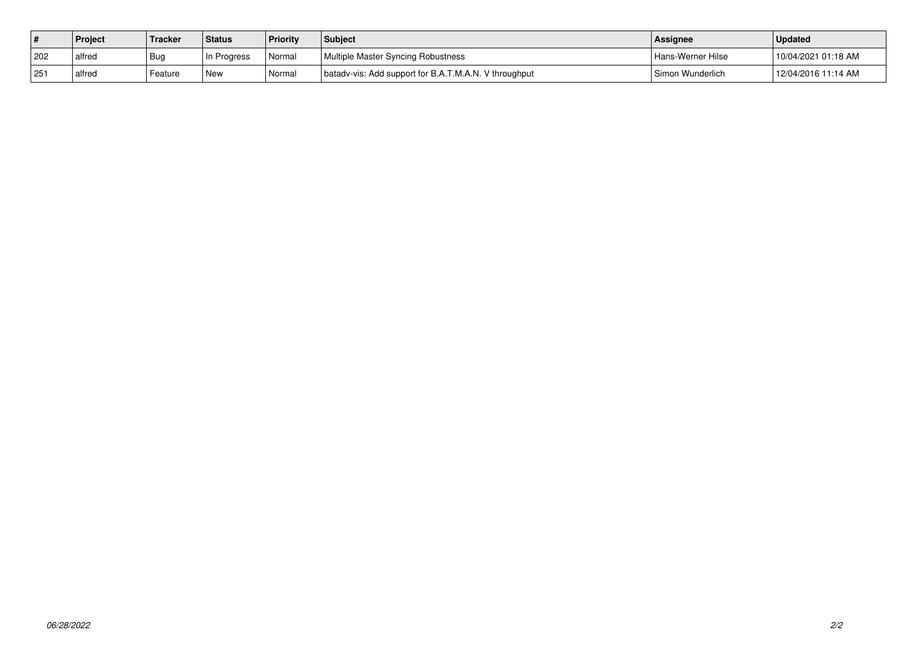| # | Project | Tracker | Status | Priority | Subject | Assignee | Updated |
|---|---|---|---|---|---|---|---|
| 202 | alfred | Bug | In Progress | Normal | Multiple Master Syncing Robustness | Hans-Werner Hilse | 10/04/2021 01:18 AM |
| 251 | alfred | Feature | New | Normal | batadv-vis: Add support for B.A.T.M.A.N. V throughput | Simon Wunderlich | 12/04/2016 11:14 AM |